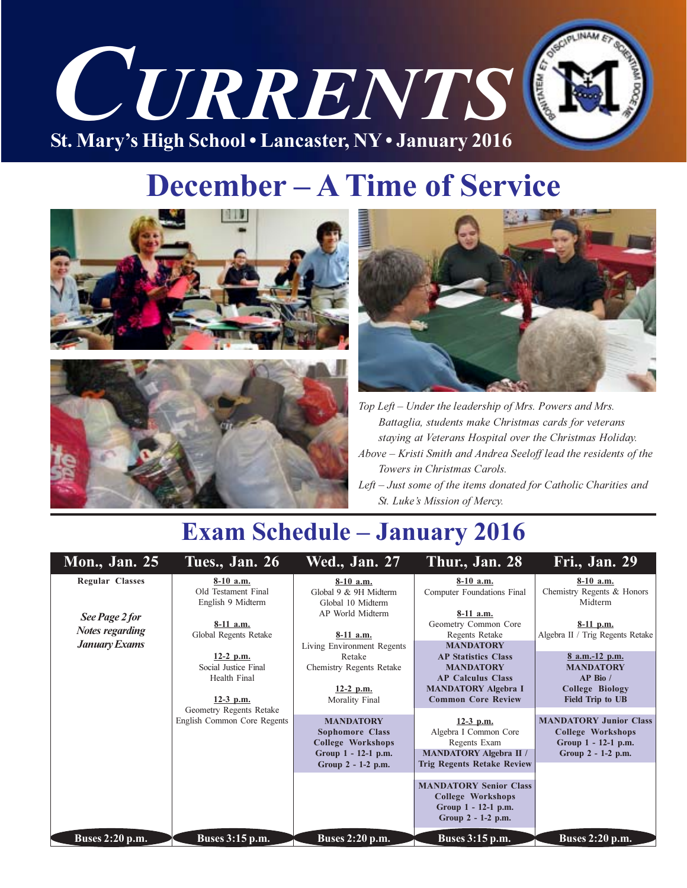# CURRENTS

St. Mary's High School • Lancaster, NY • January 2016

## December – A Time of Service

*Top Left – Under the leadership of Mrs. Powers and Mrs. Battaglia, students make Christmas cards for veterans staying at Veterans Hospital over the Christmas Holiday.*

*Above – Kristi Smith and Andrea Seeloff lead the residents of the Towers in Christmas Carols.*

*Left – Just some of the items donated for Catholic Charities and St. Luke's Mission of Mercy.*

## Exam Schedule – January 2016

| Mon., Jan. 25 | Tues., Jan. 26 | Wed., Jan. 27 | Thur., Jan. 28 | Fri., Jan. 29 |
|---|---|---|---|---|
| Regular Classes<br><br>***See Page 2 for Notes regarding January Exams*** | 8-10 a.m.<br>Old Testament Final<br>English 9 Midterm<br><br>8-11 a.m.<br>Global Regents Retake<br><br>12-2 p.m.<br>Social Justice Final<br>Health Final<br><br>12-3 p.m.<br>Geometry Regents Retake<br>English Common Core Regents | 8-10 a.m.<br>Global 9 & 9H Midterm<br>Global 10 Midterm<br>AP World Midterm<br><br>8-11 a.m.<br>Living Environment Regents Retake<br>Chemistry Regents Retake<br><br>12-2 p.m.<br>Morality Final<br><br>**MANDATORY Sophomore Class College Workshops**<br>**Group 1 - 12-1 p.m.**<br>**Group 2 - 1-2 p.m.** | 8-10 a.m.<br>Computer Foundations Final<br><br>8-11 a.m.<br>Geometry Common Core Regents Retake<br>**MANDATORY AP Statistics Class**<br>**MANDATORY AP Calculus Class**<br>**MANDATORY Algebra I Common Core Review**<br><br>12-3 p.m.<br>Algebra I Common Core Regents Exam<br>**MANDATORY Algebra II / Trig Regents Retake Review**<br><br>**MANDATORY Senior Class College Workshops**<br>**Group 1 - 12-1 p.m.**<br>**Group 2 - 1-2 p.m.** | 8-10 a.m.<br>Chemistry Regents & Honors Midterm<br><br>8-11 p.m.<br>Algebra II / Trig Regents Retake<br><br>8 a.m.-12 p.m.<br>**MANDATORY AP Bio / College Biology Field Trip to UB**<br><br>**MANDATORY Junior Class College Workshops**<br>**Group 1 - 12-1 p.m.**<br>**Group 2 - 1-2 p.m.** |
| **Buses 2:20 p.m.** | **Buses 3:15 p.m.** | **Buses 2:20 p.m.** | **Buses 3:15 p.m.** | **Buses 2:20 p.m.** |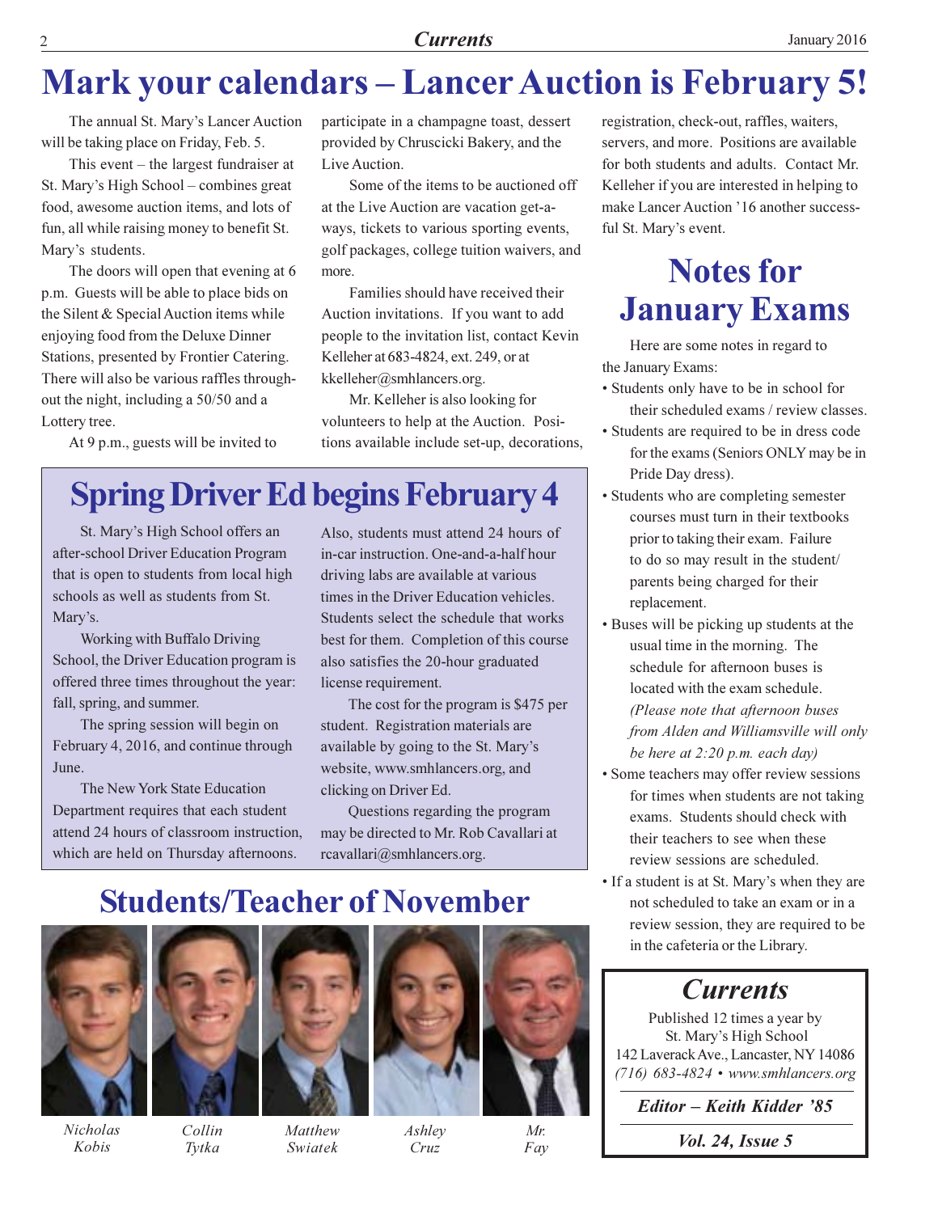# Mark your calendars – Lancer Auction is February 5!

The annual St. Mary's Lancer Auction will be taking place on Friday, Feb. 5.

This event – the largest fundraiser at St. Mary's High School – combines great food, awesome auction items, and lots of fun, all while raising money to benefit St. Mary's students.

The doors will open that evening at 6 p.m. Guests will be able to place bids on the Silent & Special Auction items while enjoying food from the Deluxe Dinner Stations, presented by Frontier Catering. There will also be various raffles throughout the night, including a 50/50 and a Lottery tree.

At 9 p.m., guests will be invited to participate in a champagne toast, dessert provided by Chruscicki Bakery, and the Live Auction.

Some of the items to be auctioned off at the Live Auction are vacation get-a-ways, tickets to various sporting events, golf packages, college tuition waivers, and more.

Families should have received their Auction invitations. If you want to add people to the invitation list, contact Kevin Kelleher at 683-4824, ext. 249, or at kkelleher@smhlancers.org.

Mr. Kelleher is also looking for volunteers to help at the Auction. Positions available include set-up, decorations, registration, check-out, raffles, waiters, servers, and more. Positions are available for both students and adults. Contact Mr. Kelleher if you are interested in helping to make Lancer Auction '16 another successful St. Mary's event.

## Spring Driver Ed begins February 4

St. Mary's High School offers an after-school Driver Education Program that is open to students from local high schools as well as students from St. Mary's.

Working with Buffalo Driving School, the Driver Education program is offered three times throughout the year: fall, spring, and summer.

The spring session will begin on February 4, 2016, and continue through June.

The New York State Education Department requires that each student attend 24 hours of classroom instruction, which are held on Thursday afternoons. Also, students must attend 24 hours of in-car instruction. One-and-a-half hour driving labs are available at various times in the Driver Education vehicles. Students select the schedule that works best for them. Completion of this course also satisfies the 20-hour graduated license requirement.

The cost for the program is $475 per student. Registration materials are available by going to the St. Mary's website, www.smhlancers.org, and clicking on Driver Ed.

Questions regarding the program may be directed to Mr. Rob Cavallari at rcavallari@smhlancers.org.

## Students/Teacher of November

*Nicholas Kobis* — *Collin Tytka* — *Matthew Swiatek* — *Ashley Cruz* — *Mr. Fay*

## Notes for January Exams

Here are some notes in regard to the January Exams:

- Students only have to be in school for their scheduled exams / review classes.
- Students are required to be in dress code for the exams (Seniors ONLY may be in Pride Day dress).
- Students who are completing semester courses must turn in their textbooks prior to taking their exam. Failure to do so may result in the student/parents being charged for their replacement.
- Buses will be picking up students at the usual time in the morning. The schedule for afternoon buses is located with the exam schedule. *(Please note that afternoon buses from Alden and Williamsville will only be here at 2:20 p.m. each day)*
- Some teachers may offer review sessions for times when students are not taking exams. Students should check with their teachers to see when these review sessions are scheduled.
- If a student is at St. Mary's when they are not scheduled to take an exam or in a review session, they are required to be in the cafeteria or the Library.

## *Currents*

Published 12 times a year by
St. Mary's High School
142 Laverack Ave., Lancaster, NY 14086
*(716) 683-4824 • www.smhlancers.org*

***Editor – Keith Kidder '85***

***Vol. 24, Issue 5***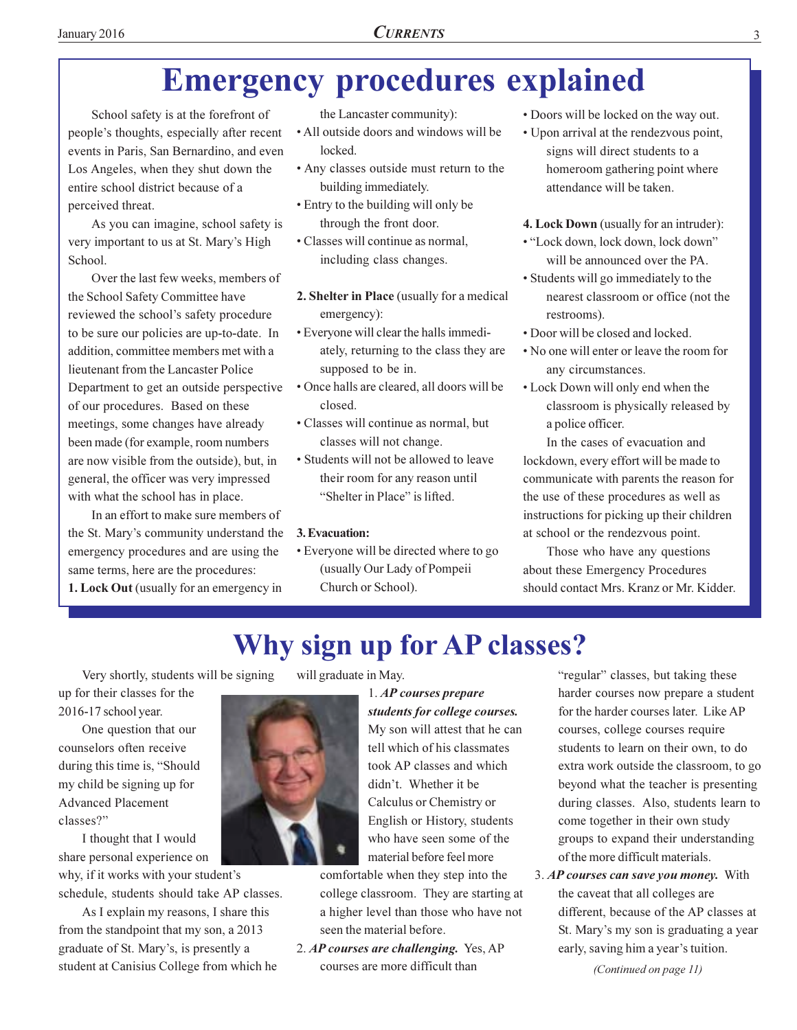# Emergency procedures explained

School safety is at the forefront of people's thoughts, especially after recent events in Paris, San Bernardino, and even Los Angeles, when they shut down the entire school district because of a perceived threat.

As you can imagine, school safety is very important to us at St. Mary's High School.

Over the last few weeks, members of the School Safety Committee have reviewed the school's safety procedure to be sure our policies are up-to-date. In addition, committee members met with a lieutenant from the Lancaster Police Department to get an outside perspective of our procedures. Based on these meetings, some changes have already been made (for example, room numbers are now visible from the outside), but, in general, the officer was very impressed with what the school has in place.

In an effort to make sure members of the St. Mary's community understand the emergency procedures and are using the same terms, here are the procedures:

**1. Lock Out** (usually for an emergency in the Lancaster community):

- All outside doors and windows will be locked.
- Any classes outside must return to the building immediately.
- Entry to the building will only be through the front door.
- Classes will continue as normal, including class changes.

**2. Shelter in Place** (usually for a medical emergency):

- Everyone will clear the halls immediately, returning to the class they are supposed to be in.
- Once halls are cleared, all doors will be closed.
- Classes will continue as normal, but classes will not change.
- Students will not be allowed to leave their room for any reason until "Shelter in Place" is lifted.

**3. Evacuation:**

- Everyone will be directed where to go (usually Our Lady of Pompeii Church or School).
- Doors will be locked on the way out.
- Upon arrival at the rendezvous point, signs will direct students to a homeroom gathering point where attendance will be taken.

**4. Lock Down** (usually for an intruder):

- "Lock down, lock down, lock down" will be announced over the PA.
- Students will go immediately to the nearest classroom or office (not the restrooms).
- Door will be closed and locked.
- No one will enter or leave the room for any circumstances.
- Lock Down will only end when the classroom is physically released by a police officer.

In the cases of evacuation and lockdown, every effort will be made to communicate with parents the reason for the use of these procedures as well as instructions for picking up their children at school or the rendezvous point.

Those who have any questions about these Emergency Procedures should contact Mrs. Kranz or Mr. Kidder.

# Why sign up for AP classes?

Very shortly, students will be signing up for their classes for the 2016-17 school year.

One question that our counselors often receive during this time is, "Should my child be signing up for Advanced Placement classes?"

I thought that I would share personal experience on why, if it works with your student's schedule, students should take AP classes.

As I explain my reasons, I share this from the standpoint that my son, a 2013 graduate of St. Mary's, is presently a student at Canisius College from which he will graduate in May.

1. ***AP courses prepare students for college courses.*** My son will attest that he can tell which of his classmates took AP classes and which didn't. Whether it be Calculus or Chemistry or English or History, students who have seen some of the material before feel more comfortable when they step into the college classroom. They are starting at a higher level than those who have not seen the material before.
2. ***AP courses are challenging.*** Yes, AP courses are more difficult than "regular" classes, but taking these harder courses now prepare a student for the harder courses later. Like AP courses, college courses require students to learn on their own, to do extra work outside the classroom, to go beyond what the teacher is presenting during classes. Also, students learn to come together in their own study groups to expand their understanding of the more difficult materials.
3. ***AP courses can save you money.*** With the caveat that all colleges are different, because of the AP classes at St. Mary's my son is graduating a year early, saving him a year's tuition.

*(Continued on page 11)*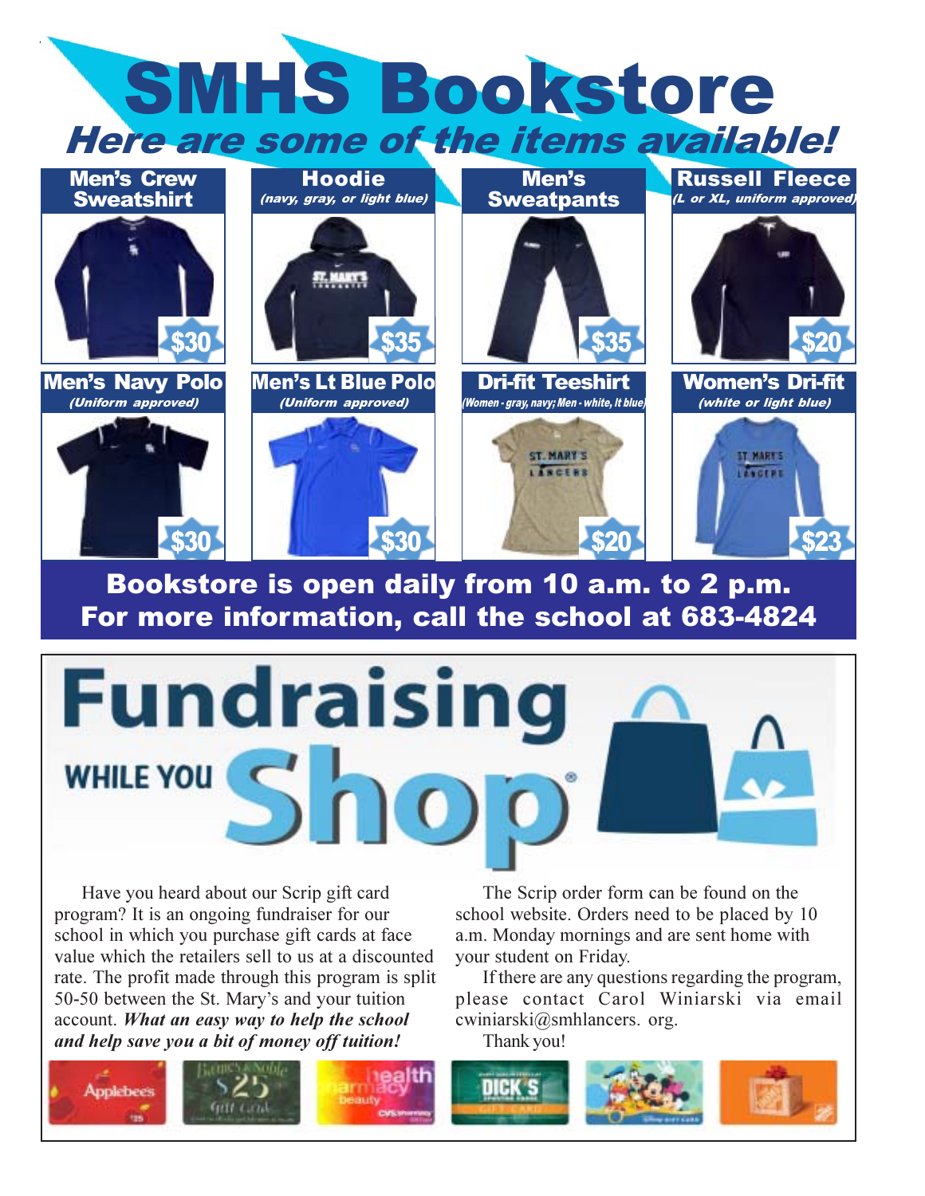# SMHS Bookstore

## *Here are some of the items available!*

**Men's Crew Sweatshirt** — $30

**Hoodie** *(navy, gray, or light blue)* — $35

**Men's Sweatpants** — $35

**Russell Fleece** *(L or XL, uniform approved)* — $20

**Men's Navy Polo** *(Uniform approved)* — $30

**Men's Lt Blue Polo** *(Uniform approved)* — $30

**Dri-fit Teeshirt** *(Women - gray, navy; Men - white, lt blue)* — $20

**Women's Dri-fit** *(white or light blue)* — $23

**Bookstore is open daily from 10 a.m. to 2 p.m.**
**For more information, call the school at 683-4824**

# Fundraising WHILE YOU Shop®

Have you heard about our Scrip gift card program? It is an ongoing fundraiser for our school in which you purchase gift cards at face value which the retailers sell to us at a discounted rate. The profit made through this program is split 50-50 between the St. Mary's and your tuition account. ***What an easy way to help the school and help save you a bit of money off tuition!***

The Scrip order form can be found on the school website. Orders need to be placed by 10 a.m. Monday mornings and are sent home with your student on Friday.

If there are any questions regarding the program, please contact Carol Winiarski via email cwiniarski@smhlancers. org.

Thank you!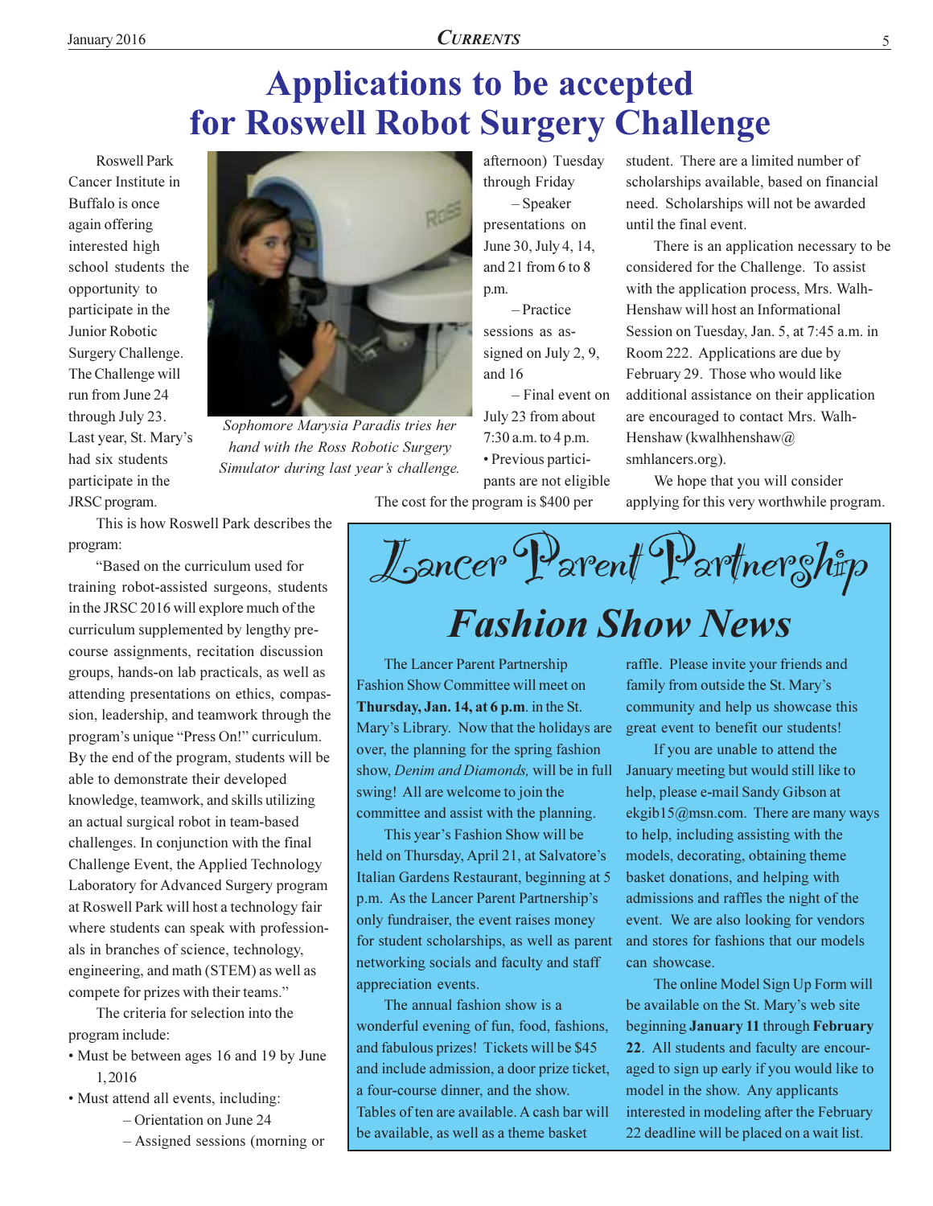# Applications to be accepted for Roswell Robot Surgery Challenge

Roswell Park Cancer Institute in Buffalo is once again offering interested high school students the opportunity to participate in the Junior Robotic Surgery Challenge. The Challenge will run from June 24 through July 23. Last year, St. Mary's had six students participate in the JRSC program.

*Sophomore Marysia Paradis tries her hand with the Ross Robotic Surgery Simulator during last year's challenge.*

This is how Roswell Park describes the program:

"Based on the curriculum used for training robot-assisted surgeons, students in the JRSC 2016 will explore much of the curriculum supplemented by lengthy pre-course assignments, recitation discussion groups, hands-on lab practicals, as well as attending presentations on ethics, compassion, leadership, and teamwork through the program's unique "Press On!" curriculum. By the end of the program, students will be able to demonstrate their developed knowledge, teamwork, and skills utilizing an actual surgical robot in team-based challenges. In conjunction with the final Challenge Event, the Applied Technology Laboratory for Advanced Surgery program at Roswell Park will host a technology fair where students can speak with professionals in branches of science, technology, engineering, and math (STEM) as well as compete for prizes with their teams."

The criteria for selection into the program include:

- Must be between ages 16 and 19 by June 1, 2016
- Must attend all events, including:
  - Orientation on June 24
  - Assigned sessions (morning or afternoon) Tuesday through Friday
  - Speaker presentations on June 30, July 4, 14, and 21 from 6 to 8 p.m.
  - Practice sessions as assigned on July 2, 9, and 16
  - Final event on July 23 from about 7:30 a.m. to 4 p.m.
- Previous participants are not eligible

The cost for the program is $400 per student. There are a limited number of scholarships available, based on financial need. Scholarships will not be awarded until the final event.

There is an application necessary to be considered for the Challenge. To assist with the application process, Mrs. Walh-Henshaw will host an Informational Session on Tuesday, Jan. 5, at 7:45 a.m. in Room 222. Applications are due by February 29. Those who would like additional assistance on their application are encouraged to contact Mrs. Walh-Henshaw (kwalhhenshaw@smhlancers.org).

We hope that you will consider applying for this very worthwhile program.

## Lancer Parent Partnership

## *Fashion Show News*

The Lancer Parent Partnership Fashion Show Committee will meet on **Thursday, Jan. 14, at 6 p.m**. in the St. Mary's Library. Now that the holidays are over, the planning for the spring fashion show, *Denim and Diamonds,* will be in full swing! All are welcome to join the committee and assist with the planning.

This year's Fashion Show will be held on Thursday, April 21, at Salvatore's Italian Gardens Restaurant, beginning at 5 p.m. As the Lancer Parent Partnership's only fundraiser, the event raises money for student scholarships, as well as parent networking socials and faculty and staff appreciation events.

The annual fashion show is a wonderful evening of fun, food, fashions, and fabulous prizes! Tickets will be $45 and include admission, a door prize ticket, a four-course dinner, and the show. Tables of ten are available. A cash bar will be available, as well as a theme basket raffle. Please invite your friends and family from outside the St. Mary's community and help us showcase this great event to benefit our students!

If you are unable to attend the January meeting but would still like to help, please e-mail Sandy Gibson at ekgib15@msn.com. There are many ways to help, including assisting with the models, decorating, obtaining theme basket donations, and helping with admissions and raffles the night of the event. We are also looking for vendors and stores for fashions that our models can showcase.

The online Model Sign Up Form will be available on the St. Mary's web site beginning **January 11** through **February 22**. All students and faculty are encouraged to sign up early if you would like to model in the show. Any applicants interested in modeling after the February 22 deadline will be placed on a wait list.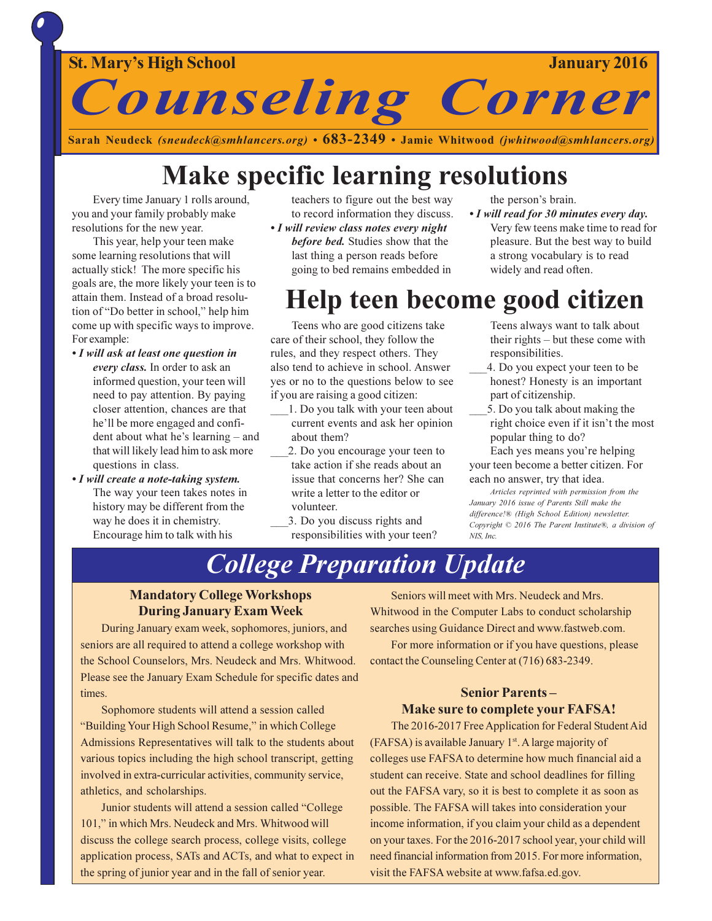St. Mary's High School

January 2016

# *Counseling Corner*

**Sarah Neudeck** *(sneudeck@smhlancers.org)* • **683-2349** • **Jamie Whitwood** *(jwhitwood@smhlancers.org)*

## Make specific learning resolutions

Every time January 1 rolls around, you and your family probably make resolutions for the new year.

This year, help your teen make some learning resolutions that will actually stick! The more specific his goals are, the more likely your teen is to attain them. Instead of a broad resolution of "Do better in school," help him come up with specific ways to improve. For example:

- ***I will ask at least one question in every class.*** In order to ask an informed question, your teen will need to pay attention. By paying closer attention, chances are that he'll be more engaged and confident about what he's learning – and that will likely lead him to ask more questions in class.
- ***I will create a note-taking system.*** The way your teen takes notes in history may be different from the way he does it in chemistry. Encourage him to talk with his teachers to figure out the best way to record information they discuss.
- ***I will review class notes every night before bed.*** Studies show that the last thing a person reads before going to bed remains embedded in the person's brain.
- ***I will read for 30 minutes every day.*** Very few teens make time to read for pleasure. But the best way to build a strong vocabulary is to read widely and read often.

## Help teen become good citizen

Teens who are good citizens take care of their school, they follow the rules, and they respect others. They also tend to achieve in school. Answer yes or no to the questions below to see if you are raising a good citizen:

___1. Do you talk with your teen about current events and ask her opinion about them?

___2. Do you encourage your teen to take action if she reads about an issue that concerns her? She can write a letter to the editor or volunteer.

___3. Do you discuss rights and responsibilities with your teen? Teens always want to talk about their rights – but these come with responsibilities.

___4. Do you expect your teen to be honest? Honesty is an important part of citizenship.

___5. Do you talk about making the right choice even if it isn't the most popular thing to do?

Each yes means you're helping your teen become a better citizen. For each no answer, try that idea.

*Articles reprinted with permission from the January 2016 issue of Parents Still make the difference!® (High School Edition) newsletter. Copyright © 2016 The Parent Institute®, a division of NIS, Inc.*

## *College Preparation Update*

### Mandatory College Workshops During January Exam Week

During January exam week, sophomores, juniors, and seniors are all required to attend a college workshop with the School Counselors, Mrs. Neudeck and Mrs. Whitwood. Please see the January Exam Schedule for specific dates and times.

Sophomore students will attend a session called "Building Your High School Resume," in which College Admissions Representatives will talk to the students about various topics including the high school transcript, getting involved in extra-curricular activities, community service, athletics, and scholarships.

Junior students will attend a session called "College 101," in which Mrs. Neudeck and Mrs. Whitwood will discuss the college search process, college visits, college application process, SATs and ACTs, and what to expect in the spring of junior year and in the fall of senior year.

Seniors will meet with Mrs. Neudeck and Mrs. Whitwood in the Computer Labs to conduct scholarship searches using Guidance Direct and www.fastweb.com.

For more information or if you have questions, please contact the Counseling Center at (716) 683-2349.

### Senior Parents – Make sure to complete your FAFSA!

The 2016-2017 Free Application for Federal Student Aid (FAFSA) is available January 1st. A large majority of colleges use FAFSA to determine how much financial aid a student can receive. State and school deadlines for filling out the FAFSA vary, so it is best to complete it as soon as possible. The FAFSA will takes into consideration your income information, if you claim your child as a dependent on your taxes. For the 2016-2017 school year, your child will need financial information from 2015. For more information, visit the FAFSA website at www.fafsa.ed.gov.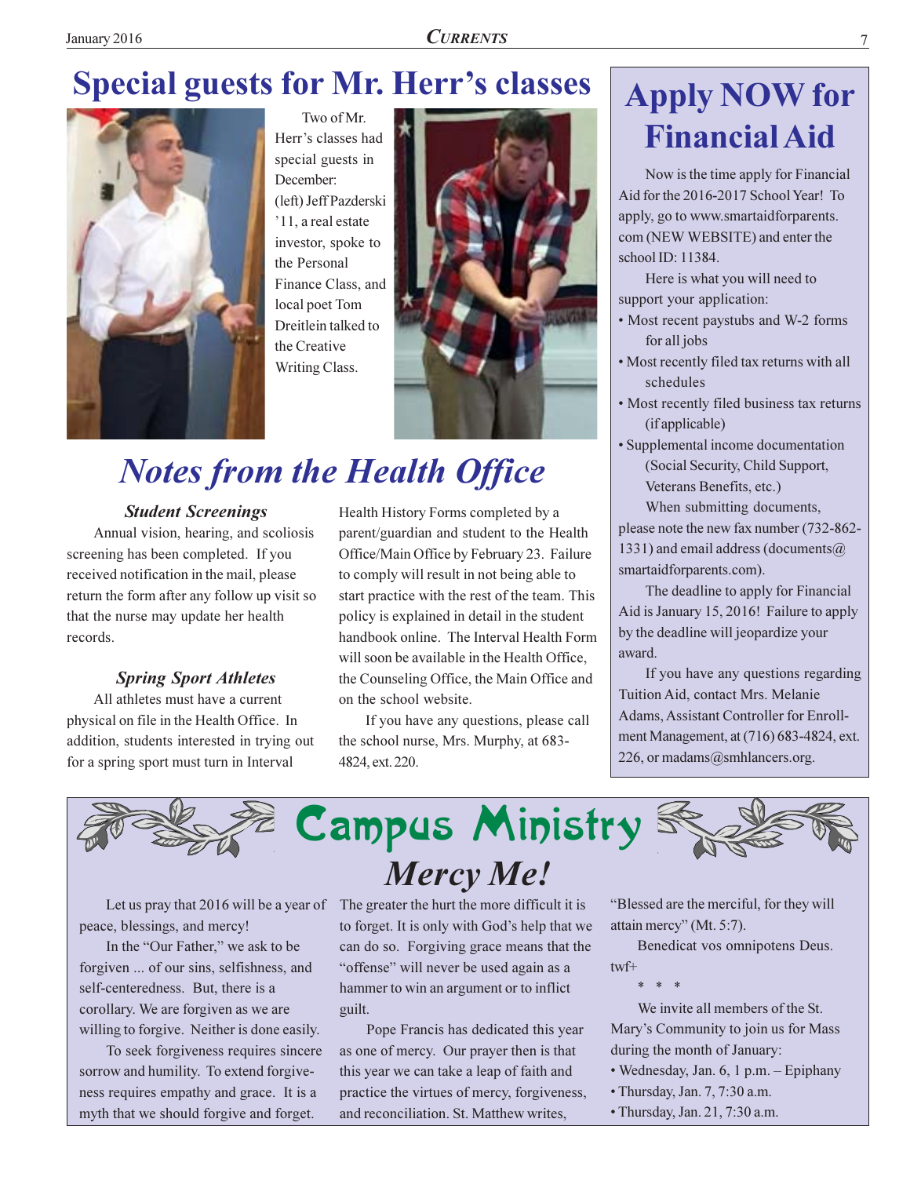# Special guests for Mr. Herr's classes

Two of Mr. Herr's classes had special guests in December: (left) Jeff Pazderski '11, a real estate investor, spoke to the Personal Finance Class, and local poet Tom Dreitlein talked to the Creative Writing Class.

# Notes from the Health Office

### *Student Screenings*

Annual vision, hearing, and scoliosis screening has been completed. If you received notification in the mail, please return the form after any follow up visit so that the nurse may update her health records.

### *Spring Sport Athletes*

All athletes must have a current physical on file in the Health Office. In addition, students interested in trying out for a spring sport must turn in Interval Health History Forms completed by a parent/guardian and student to the Health Office/Main Office by February 23. Failure to comply will result in not being able to start practice with the rest of the team. This policy is explained in detail in the student handbook online. The Interval Health Form will soon be available in the Health Office, the Counseling Office, the Main Office and on the school website.

If you have any questions, please call the school nurse, Mrs. Murphy, at 683-4824, ext. 220.

# Apply NOW for Financial Aid

Now is the time apply for Financial Aid for the 2016-2017 School Year! To apply, go to www.smartaidforparents.com (NEW WEBSITE) and enter the school ID: 11384.

Here is what you will need to support your application:

- Most recent paystubs and W-2 forms for all jobs
- Most recently filed tax returns with all schedules
- Most recently filed business tax returns (if applicable)
- Supplemental income documentation (Social Security, Child Support, Veterans Benefits, etc.)

When submitting documents, please note the new fax number (732-862-1331) and email address (documents@smartaidforparents.com).

The deadline to apply for Financial Aid is January 15, 2016! Failure to apply by the deadline will jeopardize your award.

If you have any questions regarding Tuition Aid, contact Mrs. Melanie Adams, Assistant Controller for Enrollment Management, at (716) 683-4824, ext. 226, or madams@smhlancers.org.

# Campus Ministry

## *Mercy Me!*

Let us pray that 2016 will be a year of peace, blessings, and mercy!

In the "Our Father," we ask to be forgiven ... of our sins, selfishness, and self-centeredness. But, there is a corollary. We are forgiven as we are willing to forgive. Neither is done easily.

To seek forgiveness requires sincere sorrow and humility. To extend forgiveness requires empathy and grace. It is a myth that we should forgive and forget. The greater the hurt the more difficult it is to forget. It is only with God's help that we can do so. Forgiving grace means that the "offense" will never be used again as a hammer to win an argument or to inflict guilt.

Pope Francis has dedicated this year as one of mercy. Our prayer then is that this year we can take a leap of faith and practice the virtues of mercy, forgiveness, and reconciliation. St. Matthew writes, "Blessed are the merciful, for they will attain mercy" (Mt. 5:7).

Benedicat vos omnipotens Deus.
twf+

\* \* \*

We invite all members of the St. Mary's Community to join us for Mass during the month of January:

- Wednesday, Jan. 6, 1 p.m. – Epiphany
- Thursday, Jan. 7, 7:30 a.m.
- Thursday, Jan. 21, 7:30 a.m.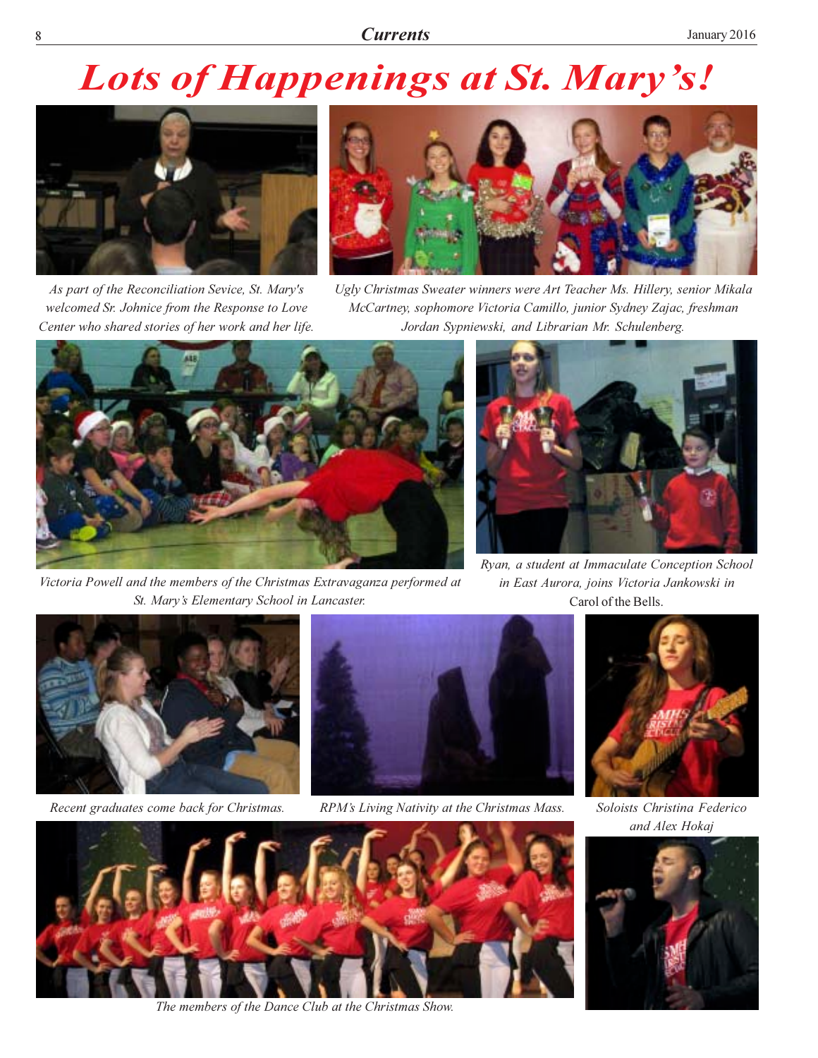# *Lots of Happenings at St. Mary's!*

*As part of the Reconciliation Sevice, St. Mary's welcomed Sr. Johnice from the Response to Love Center who shared stories of her work and her life.*

*Ugly Christmas Sweater winners were Art Teacher Ms. Hillery, senior Mikala McCartney, sophomore Victoria Camillo, junior Sydney Zajac, freshman Jordan Sypniewski, and Librarian Mr. Schulenberg.*

*Victoria Powell and the members of the Christmas Extravaganza performed at St. Mary's Elementary School in Lancaster.*

*Ryan, a student at Immaculate Conception School in East Aurora, joins Victoria Jankowski in* Carol of the Bells.

*Recent graduates come back for Christmas.*

*RPM's Living Nativity at the Christmas Mass.*

*Soloists Christina Federico and Alex Hokaj*

*The members of the Dance Club at the Christmas Show.*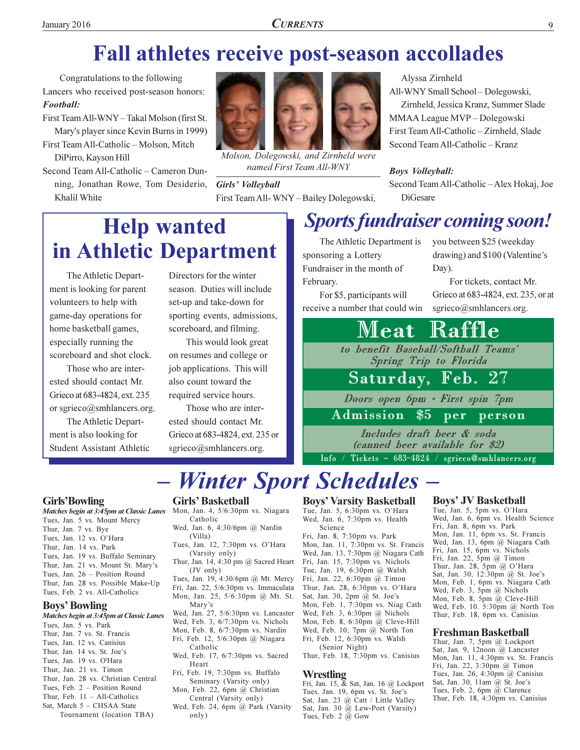# Fall athletes receive post-season accollades

Congratulations to the following Lancers who received post-season honors:

***Football:***

First Team All-WNY – Takal Molson (first St. Mary's player since Kevin Burns in 1999)

First Team All-Catholic – Molson, Mitch DiPirro, Kayson Hill

Second Team All-Catholic – Cameron Dunning, Jonathan Rowe, Tom Desiderio, Khalil White

*Molson, Dolegowski, and Zirnheld were named First Team All-WNY*

***Girls' Volleyball***

First Team All- WNY – Bailey Dolegowski, Alyssa Zirnheld

All-WNY Small School – Dolegowski, Zirnheld, Jessica Kranz, Summer Slade

MMAA League MVP – Dolegowski

First Team All-Catholic – Zirnheld, Slade

Second Team All-Catholic – Kranz

***Boys Volleyball:***

Second Team All-Catholic – Alex Hokaj, Joe DiGesare

## Help wanted in Athletic Department

The Athletic Department is looking for parent volunteers to help with game-day operations for home basketball games, especially running the scoreboard and shot clock.

Those who are interested should contact Mr. Grieco at 683-4824, ext. 235 or sgrieco@smhlancers.org.

The Athletic Department is also looking for Student Assistant Athletic Directors for the winter season. Duties will include set-up and take-down for sporting events, admissions, scoreboard, and filming.

This would look great on resumes and college or job applications. This will also count toward the required service hours.

Those who are interested should contact Mr. Grieco at 683-4824, ext. 235 or sgrieco@smhlancers.org.

## *Sports fundraiser coming soon!*

The Athletic Department is sponsoring a Lottery Fundraiser in the month of February.

For $5, participants will receive a number that could win you between $25 (weekday drawing) and $100 (Valentine's Day).

For tickets, contact Mr. Grieco at 683-4824, ext. 235, or at sgrieco@smhlancers.org.

### Meat Raffle

*to benefit Baseball/Softball Teams' Spring Trip to Florida*

**Saturday, Feb. 27**

*Doors open 6pm • First spin 7pm*

**Admission $5 per person**

*Includes draft beer & soda (canned beer available for $2)*

Info / Tickets – 683-4824 / sgrieco@smhlancers.org

## – Winter Sport Schedules –

### Girls' Bowling

***Matches begin at 3:45pm at Classic Lanes***

- Tues, Jan. 5 vs. Mount Mercy
- Thur, Jan. 7 vs. Bye
- Tues, Jan. 12 vs. O'Hara
- Thur, Jan. 14 vs. Park
- Tues, Jan. 19 vs. Buffalo Seminary
- Thur, Jan. 21 vs. Mount St. Mary's
- Tues, Jan. 26 – Position Round
- Thur, Jan. 28 vs. Possible Make-Up
- Tues, Feb. 2 vs. All-Catholics

### Boys' Bowling

***Matches begin at 3:45pm at Classic Lanes***

- Tues, Jan. 5 vs. Park
- Thur, Jan. 7 vs. St. Francis
- Tues, Jan. 12 vs. Canisius
- Thur, Jan. 14 vs. St. Joe's
- Tues, Jan. 19 vs. O'Hara
- Thur, Jan. 21 vs. Timon
- Thur, Jan. 28 vs. Christian Central
- Tues, Feb. 2 – Position Round
- Thur, Feb. 11 – All-Catholics
- Sat, March 5 – CHSAA State Tournament (location TBA)

### Girls' Basketball

- Mon, Jan. 4, 5/6:30pm vs. Niagara Catholic
- Wed, Jan. 6, 4:30/6pm @ Nardin (Villa)
- Tues, Jan. 12, 7:30pm vs. O'Hara (Varsity only)
- Thur, Jan. 14, 4:30 pm @ Sacred Heart (JV only)
- Tues, Jan. 19, 4:30/6pm @ Mt. Mercy
- Fri, Jan. 22, 5/6:30pm vs. Immaculata
- Mon, Jan. 25, 5/6:30pm @ Mt. St. Mary's
- Wed, Jan. 27, 5/6:30pm vs. Lancaster
- Wed, Feb. 3, 6/7:30pm vs. Nichols
- Mon, Feb. 8, 6/7:30pm vs. Nardin
- Fri, Feb. 12, 5/6:30pm @ Niagara Catholic
- Wed, Feb. 17, 6/7:30pm vs. Sacred Heart
- Fri, Feb. 19, 7:30pm vs. Buffalo Seminary (Varsity only)
- Mon, Feb. 22, 6pm @ Christian Central (Varsity only)
- Wed, Feb. 24, 6pm @ Park (Varsity only)

### Boys' Varsity Basketball

- Tue, Jan. 5, 6:30pm vs. O'Hara
- Wed, Jan. 6, 7:30pm vs. Health Science
- Fri, Jan. 8, 7:30pm vs. Park
- Mon, Jan. 11, 7:30pm vs. St. Francis
- Wed, Jan. 13, 7:30pm @ Niagara Cath
- Fri, Jan. 15, 7:30pm vs. Nichols
- Tue, Jan. 19, 6:30pm @ Walsh
- Fri, Jan. 22, 6:30pm @ Timon
- Thur, Jan. 28, 6:30pm vs. O'Hara
- Sat, Jan. 30, 2pm @ St. Joe's
- Mon, Feb. 1, 7:30pm vs. Niag Cath
- Wed, Feb. 3, 6:30pm @ Nichols
- Mon, Feb. 8, 6:30pm @ Cleve-Hill
- Wed, Feb. 10, 7pm @ North Ton
- Fri, Feb. 12, 6:30pm vs. Walsh
- Thur, Feb. 18, 7:30pm vs. Canisius

### Wrestling

- Fri, Jan. 15, & Sat, Jan. 16 @ Lockport
- Tues, Jan. 19, 6pm vs. St. Joe's
- Sat, Jan. 23 @ Catt / Little Valley
- Sat, Jan. 30 @ Lew-Port (Varsity)
- Tues, Feb. 2 @ Gow

### Boys' JV Basketball

- Tue, Jan. 5, 5pm vs. O'Hara
- Wed, Jan. 6, 6pm vs. Health Science
- Fri, Jan. 8, 6pm vs. Park
- Mon, Jan. 11, 6pm vs. St. Francis
- Wed, Jan. 13, 6pm @ Niagara Cath
- Fri, Jan. 15, 6pm vs. Nichols
- Fri, Jan. 22, 5pm @ Timon
- Thur, Jan. 28, 5pm @ O'Hara
- Sat, Jan. 30, 12:30pm @ St. Joe's
- Mon, Feb. 1, 6pm vs. Niagara Cath
- Wed, Feb. 3, 5pm @ Nichols
- Mon, Feb. 8, 5pm @ Cleve-Hill
- Wed, Feb. 10. 5:30pm @ North Ton
- Thur, Feb. 18, 6pm vs. Canisius

### Freshman Basketball

- Thur, Jan. 7, 5pm @ Lockport
- Sat, Jan. 9, 12noon @ Lancaster
- Mon, Jan. 11, 4:30pm vs. St. Francis
- Fri, Jan. 22, 3:30pm @ Timon
- Tues, Jan. 26, 4:30pm @ Canisius
- Sat, Jan. 30, 11am @ St. Joe's
- Tues, Feb. 2, 6pm @ Clarence
- Thur, Feb. 18, 4:30pm vs. Canisius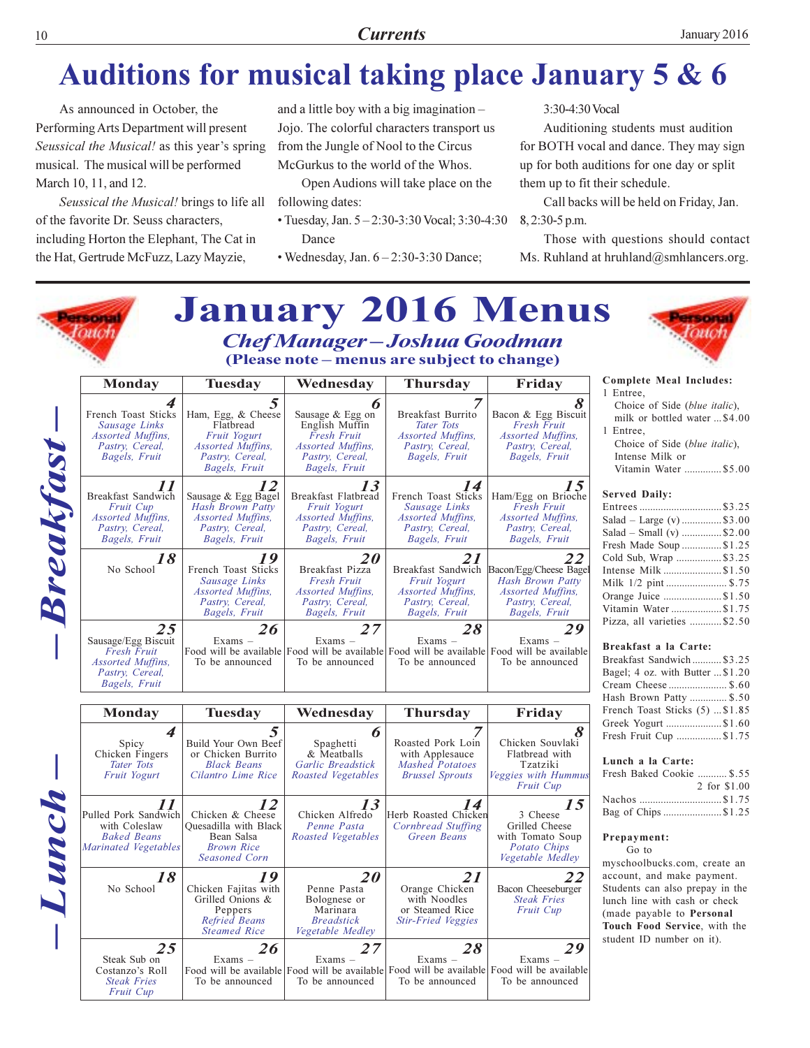# Auditions for musical taking place January 5 & 6

As announced in October, the Performing Arts Department will present *Seussical the Musical!* as this year's spring musical. The musical will be performed March 10, 11, and 12.

*Seussical the Musical!* brings to life all of the favorite Dr. Seuss characters, including Horton the Elephant, The Cat in the Hat, Gertrude McFuzz, Lazy Mayzie, and a little boy with a big imagination – Jojo. The colorful characters transport us from the Jungle of Nool to the Circus McGurkus to the world of the Whos.

Open Audions will take place on the following dates:

- Tuesday, Jan. 5 – 2:30-3:30 Vocal; 3:30-4:30 Dance
- Wednesday, Jan. 6 – 2:30-3:30 Dance; 3:30-4:30 Vocal

Auditioning students must audition for BOTH vocal and dance. They may sign up for both auditions for one day or split them up to fit their schedule.

Call backs will be held on Friday, Jan. 8, 2:30-5 p.m.

Those with questions should contact Ms. Ruhland at hruhland@smhlancers.org.

# January 2016 Menus

***Chef Manager – Joshua Goodman***

**(Please note – menus are subject to change)**

## Breakfast

| Monday | Tuesday | Wednesday | Thursday | Friday |
|---|---|---|---|---|
| **4** French Toast Sticks *Sausage Links* *Assorted Muffins, Pastry, Cereal, Bagels, Fruit* | **5** Ham, Egg, & Cheese Flatbread *Fruit Yogurt* *Assorted Muffins, Pastry, Cereal, Bagels, Fruit* | **6** Sausage & Egg on English Muffin *Fresh Fruit* *Assorted Muffins, Pastry, Cereal, Bagels, Fruit* | **7** Breakfast Burrito *Tater Tots* *Assorted Muffins, Pastry, Cereal, Bagels, Fruit* | **8** Bacon & Egg Biscuit *Fresh Fruit* *Assorted Muffins, Pastry, Cereal, Bagels, Fruit* |
| **11** Breakfast Sandwich *Fruit Cup* *Assorted Muffins, Pastry, Cereal, Bagels, Fruit* | **12** Sausage & Egg Bagel *Hash Brown Patty* *Assorted Muffins, Pastry, Cereal, Bagels, Fruit* | **13** Breakfast Flatbread *Fruit Yogurt* *Assorted Muffins, Pastry, Cereal, Bagels, Fruit* | **14** French Toast Sticks *Sausage Links* *Assorted Muffins, Pastry, Cereal, Bagels, Fruit* | **15** Ham/Egg on Brioche *Fresh Fruit* *Assorted Muffins, Pastry, Cereal, Bagels, Fruit* |
| **18** No School | **19** French Toast Sticks *Sausage Links* *Assorted Muffins, Pastry, Cereal, Bagels, Fruit* | **20** Breakfast Pizza *Fresh Fruit* *Assorted Muffins, Pastry, Cereal, Bagels, Fruit* | **21** Breakfast Sandwich *Fruit Yogurt* *Assorted Muffins, Pastry, Cereal, Bagels, Fruit* | **22** Bacon/Egg/Cheese Bagel *Hash Brown Patty* *Assorted Muffins, Pastry, Cereal, Bagels, Fruit* |
| **25** Sausage/Egg Biscuit *Fresh Fruit* *Assorted Muffins, Pastry, Cereal, Bagels, Fruit* | **26** Exams – Food will be available To be announced | **27** Exams – Food will be available To be announced | **28** Exams – Food will be available To be announced | **29** Exams – Food will be available To be announced |

## Lunch

| Monday | Tuesday | Wednesday | Thursday | Friday |
|---|---|---|---|---|
| **4** Spicy Chicken Fingers *Tater Tots* *Fruit Yogurt* | **5** Build Your Own Beef or Chicken Burrito *Black Beans* *Cilantro Lime Rice* | **6** Spaghetti & Meatballs *Garlic Breadstick* *Roasted Vegetables* | **7** Roasted Pork Loin with Applesauce *Mashed Potatoes* *Brussel Sprouts* | **8** Chicken Souvlaki Flatbread with Tzatziki *Veggies with Hummus* *Fruit Cup* |
| **11** Pulled Pork Sandwich with Coleslaw *Baked Beans* *Marinated Vegetables* | **12** Chicken & Cheese Quesadilla with Black Bean Salsa *Brown Rice* *Seasoned Corn* | **13** Chicken Alfredo *Penne Pasta* *Roasted Vegetables* | **14** Herb Roasted Chicken *Cornbread Stuffing* *Green Beans* | **15** 3 Cheese Grilled Cheese with Tomato Soup *Potato Chips* *Vegetable Medley* |
| **18** No School | **19** Chicken Fajitas with Grilled Onions & Peppers *Refried Beans* *Steamed Rice* | **20** Penne Pasta Bolognese or Marinara *Breadstick* *Vegetable Medley* | **21** Orange Chicken with Noodles or Steamed Rice *Stir-Fried Veggies* | **22** Bacon Cheeseburger *Steak Fries* *Fruit Cup* |
| **25** Steak Sub on Costanzo's Roll *Steak Fries* *Fruit Cup* | **26** Exams – Food will be available To be announced | **27** Exams – Food will be available To be announced | **28** Exams – Food will be available To be announced | **29** Exams – Food will be available To be announced |

**Complete Meal Includes:**

1 Entree, Choice of Side (*blue italic*), milk or bottled water ... $4.00

1 Entree, Choice of Side (*blue italic*), Intense Milk or Vitamin Water ... $5.00

**Served Daily:**

| Item | Price |
|---|---|
| Entrees | $3.25 |
| Salad – Large (v) | $3.00 |
| Salad – Small (v) | $2.00 |
| Fresh Made Soup | $1.25 |
| Cold Sub, Wrap | $3.25 |
| Intense Milk | $1.50 |
| Milk 1/2 pint | $.75 |
| Orange Juice | $1.50 |
| Vitamin Water | $1.75 |
| Pizza, all varieties | $2.50 |

**Breakfast a la Carte:**

| Item | Price |
|---|---|
| Breakfast Sandwich | $3.25 |
| Bagel; 4 oz. with Butter | $1.20 |
| Cream Cheese | $.60 |
| Hash Brown Patty | $.50 |
| French Toast Sticks (5) | $1.85 |
| Greek Yogurt | $1.60 |
| Fresh Fruit Cup | $1.75 |

**Lunch a la Carte:**

| Item | Price |
|---|---|
| Fresh Baked Cookie | $.55, 2 for $1.00 |
| Nachos | $1.75 |
| Bag of Chips | $1.25 |

**Prepayment:**

Go to myschoolbucks.com, create an account, and make payment. Students can also prepay in the lunch line with cash or check (made payable to **Personal Touch Food Service**, with the student ID number on it).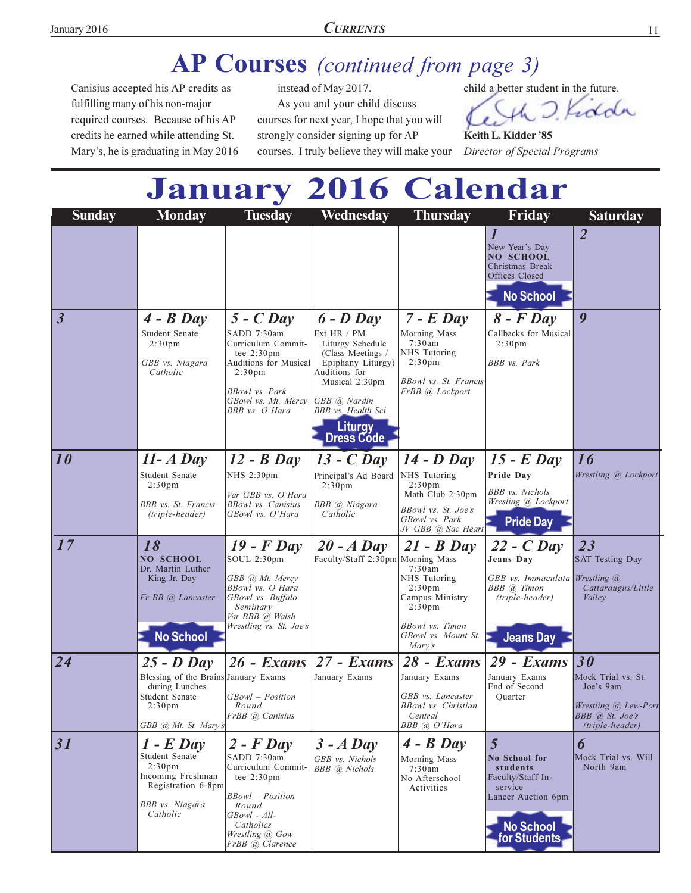# AP Courses *(continued from page 3)*

Canisius accepted his AP credits as fulfilling many of his non-major required courses. Because of his AP credits he earned while attending St. Mary's, he is graduating in May 2016 instead of May 2017.

As you and your child discuss courses for next year, I hope that you will strongly consider signing up for AP courses. I truly believe they will make your child a better student in the future.

**Keith L. Kidder '85**
*Director of Special Programs*

# January 2016 Calendar

| Sunday | Monday | Tuesday | Wednesday | Thursday | Friday | Saturday |
|---|---|---|---|---|---|---|
| | | | | | ***1*** New Year's Day **NO SCHOOL** Christmas Break Offices Closed **No School** | ***2*** |
| ***3*** | ***4 - B Day*** Student Senate 2:30pm *GBB vs. Niagara Catholic* | ***5 - C Day*** SADD 7:30am Curriculum Committee 2:30pm Auditions for Musical 2:30pm *BBowl vs. Park* *GBowl vs. Mt. Mercy* *BBB vs. O'Hara* | ***6 - D Day*** Ext HR / PM Liturgy Schedule (Class Meetings / Epiphany Liturgy) Auditions for Musical 2:30pm *GBB @ Nardin* *BBB vs. Health Sci* **Liturgy Dress Code** | ***7 - E Day*** Morning Mass 7:30am NHS Tutoring 2:30pm *BBowl vs. St. Francis* *FrBB @ Lockport* | ***8 - F Day*** Callbacks for Musical 2:30pm *BBB vs. Park* | ***9*** |
| ***10*** | ***11- A Day*** Student Senate 2:30pm *BBB vs. St. Francis (triple-header)* | ***12 - B Day*** NHS 2:30pm *Var GBB vs. O'Hara* *BBowl vs. Canisius* *GBowl vs. O'Hara* | ***13 - C Day*** Principal's Ad Board 2:30pm *BBB @ Niagara Catholic* | ***14 - D Day*** NHS Tutoring 2:30pm Math Club 2:30pm *BBowl vs. St. Joe's* *GBowl vs. Park* *JV GBB @ Sac Heart* | ***15 - E Day*** **Pride Day** *BBB vs. Nichols* *Wresling @ Lockport* **Pride Day** | ***16*** *Wrestling @ Lockport* |
| ***17*** | ***18*** **NO SCHOOL** Dr. Martin Luther King Jr. Day *Fr BB @ Lancaster* **No School** | ***19 - F Day*** SOUL 2:30pm *GBB @ Mt. Mercy* *BBowl vs. O'Hara* *GBowl vs. Buffalo Seminary* *Var BBB @ Walsh* *Wrestling vs. St. Joe's* | ***20 - A Day*** Faculty/Staff 2:30pm | ***21 - B Day*** Morning Mass 7:30am NHS Tutoring 2:30pm Campus Ministry 2:30pm *BBowl vs. Timon* *GBowl vs. Mount St. Mary's* | ***22 - C Day*** **Jeans Day** *GBB vs. Immaculata* *BBB @ Timon (triple-header)* **Jeans Day** | ***23*** SAT Testing Day *Wrestling @ Cattaraugus/Little Valley* |
| ***24*** | ***25 - D Day*** Blessing of the Brains during Lunches Student Senate 2:30pm *GBB @ Mt. St. Mary's* | ***26 - Exams*** January Exams *GBowl – Position Round* *FrBB @ Canisius* | ***27 - Exams*** January Exams | ***28 - Exams*** January Exams *GBB vs. Lancaster* *BBowl vs. Christian Central* *BBB @ O'Hara* | ***29 - Exams*** January Exams End of Second Quarter | ***30*** Mock Trial vs. St. Joe's 9am *Wrestling @ Lew-Port* *BBB @ St. Joe's (triple-header)* |
| ***31*** | ***1 - E Day*** Student Senate 2:30pm Incoming Freshman Registration 6-8pm *BBB vs. Niagara Catholic* | ***2 - F Day*** SADD 7:30am Curriculum Committee 2:30pm *BBowl – Position Round* *GBowl - All-Catholics* *Wrestling @ Gow* *FrBB @ Clarence* | ***3 - A Day*** *GBB vs. Nichols* *BBB @ Nichols* | ***4 - B Day*** Morning Mass 7:30am No Afterschool Activities | ***5*** **No School for students** Faculty/Staff In-service Lancer Auction 6pm **No School for Students** | ***6*** Mock Trial vs. Will North 9am |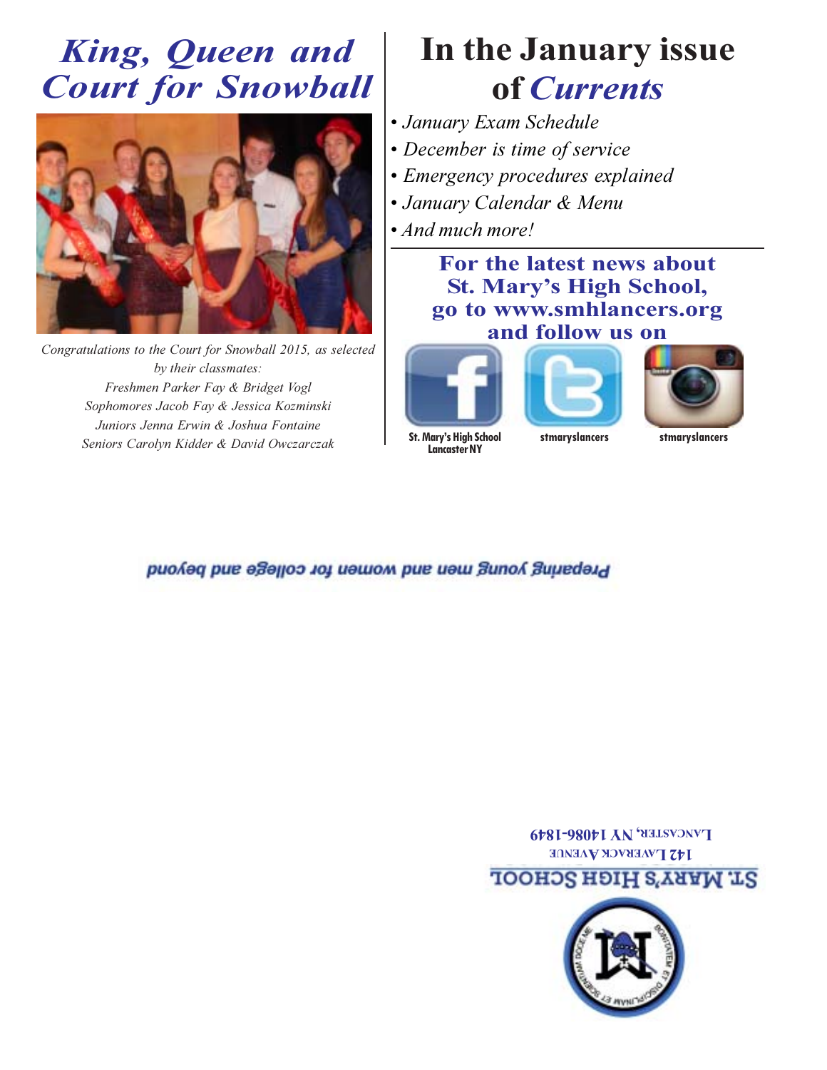# *King, Queen and Court for Snowball*

*Congratulations to the Court for Snowball 2015, as selected by their classmates:*
*Freshmen Parker Fay & Bridget Vogl*
*Sophomores Jacob Fay & Jessica Kozminski*
*Juniors Jenna Erwin & Joshua Fontaine*
*Seniors Carolyn Kidder & David Owczarczak*

# In the January issue of *Currents*

- *January Exam Schedule*
- *December is time of service*
- *Emergency procedures explained*
- *January Calendar & Menu*
- *And much more!*

**For the latest news about St. Mary's High School, go to www.smhlancers.org and follow us on**

St. Mary's High School Lancaster NY

stmaryslancers

stmaryslancers

Preparing young men and women for college and beyond

ST. MARY'S HIGH SCHOOL
142 LAVERACK AVENUE
LANCASTER, NY 14086-1849